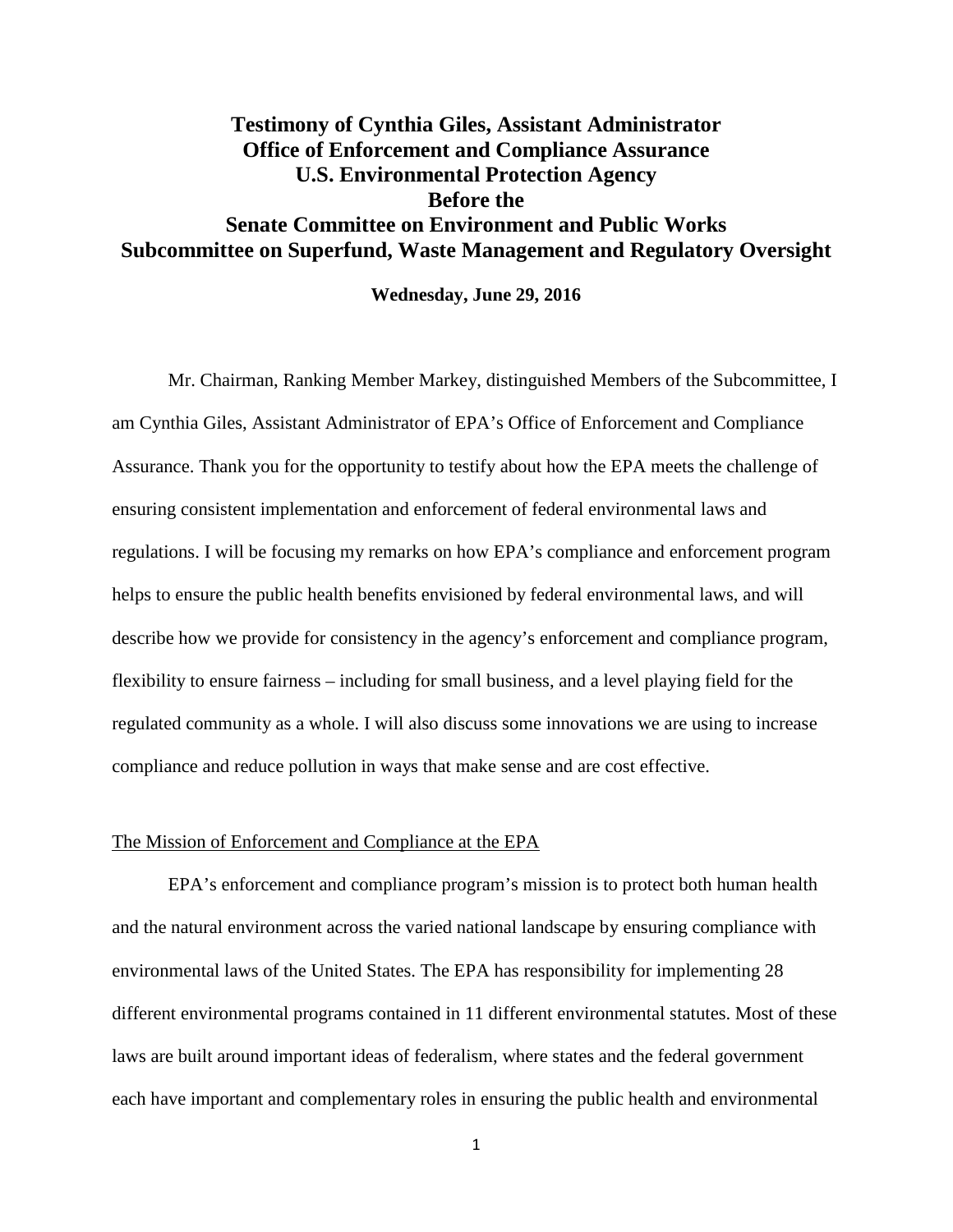# Testimony of Cynthia Giles, Assistant Administrator
# Office of Enforcement and Compliance Assurance
# U.S. Environmental Protection Agency
# Before the
# Senate Committee on Environment and Public Works
# Subcommittee on Superfund, Waste Management and Regulatory Oversight

**Wednesday, June 29, 2016**

Mr. Chairman, Ranking Member Markey, distinguished Members of the Subcommittee, I am Cynthia Giles, Assistant Administrator of EPA's Office of Enforcement and Compliance Assurance. Thank you for the opportunity to testify about how the EPA meets the challenge of ensuring consistent implementation and enforcement of federal environmental laws and regulations. I will be focusing my remarks on how EPA's compliance and enforcement program helps to ensure the public health benefits envisioned by federal environmental laws, and will describe how we provide for consistency in the agency's enforcement and compliance program, flexibility to ensure fairness – including for small business, and a level playing field for the regulated community as a whole. I will also discuss some innovations we are using to increase compliance and reduce pollution in ways that make sense and are cost effective.

## The Mission of Enforcement and Compliance at the EPA

EPA's enforcement and compliance program's mission is to protect both human health and the natural environment across the varied national landscape by ensuring compliance with environmental laws of the United States. The EPA has responsibility for implementing 28 different environmental programs contained in 11 different environmental statutes. Most of these laws are built around important ideas of federalism, where states and the federal government each have important and complementary roles in ensuring the public health and environmental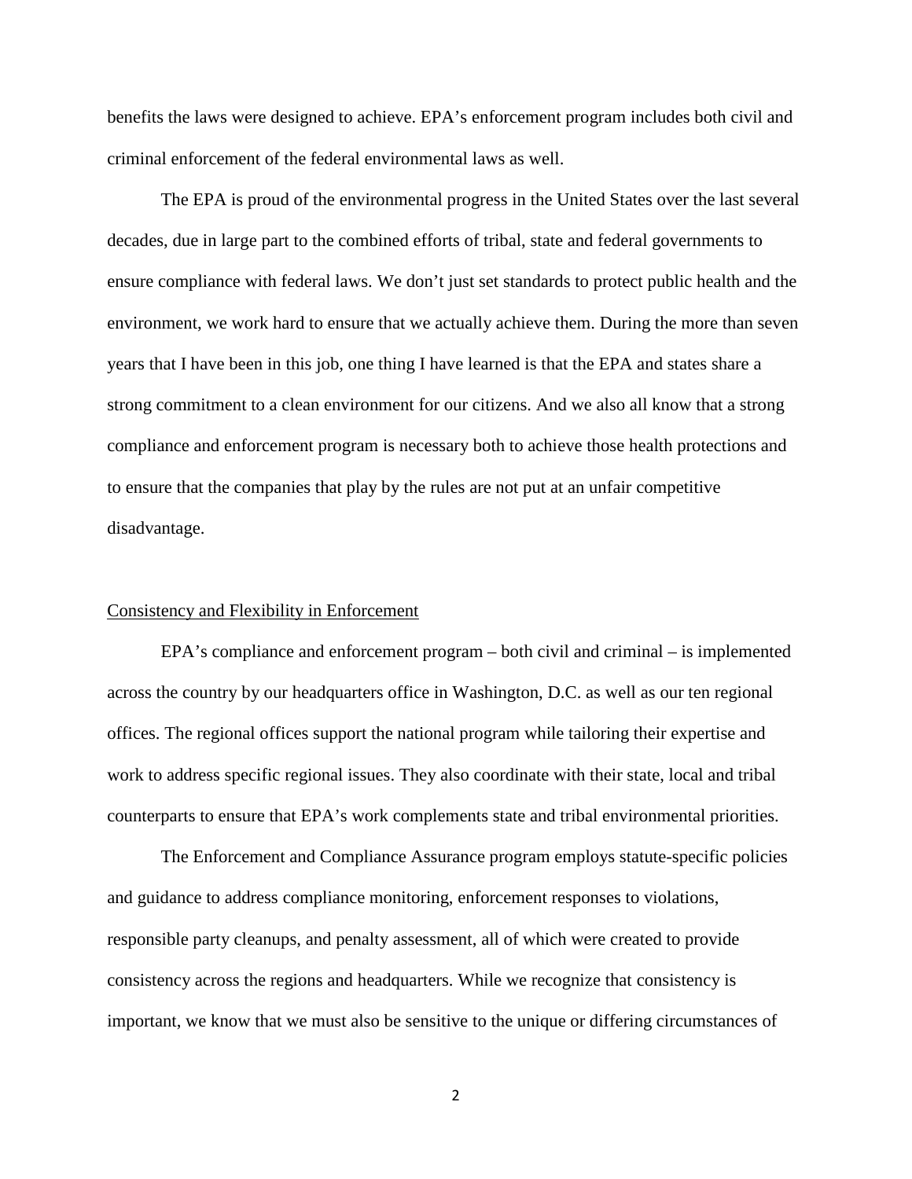benefits the laws were designed to achieve. EPA's enforcement program includes both civil and criminal enforcement of the federal environmental laws as well.

The EPA is proud of the environmental progress in the United States over the last several decades, due in large part to the combined efforts of tribal, state and federal governments to ensure compliance with federal laws. We don't just set standards to protect public health and the environment, we work hard to ensure that we actually achieve them. During the more than seven years that I have been in this job, one thing I have learned is that the EPA and states share a strong commitment to a clean environment for our citizens. And we also all know that a strong compliance and enforcement program is necessary both to achieve those health protections and to ensure that the companies that play by the rules are not put at an unfair competitive disadvantage.

## Consistency and Flexibility in Enforcement

EPA's compliance and enforcement program – both civil and criminal – is implemented across the country by our headquarters office in Washington, D.C. as well as our ten regional offices. The regional offices support the national program while tailoring their expertise and work to address specific regional issues. They also coordinate with their state, local and tribal counterparts to ensure that EPA's work complements state and tribal environmental priorities.

The Enforcement and Compliance Assurance program employs statute-specific policies and guidance to address compliance monitoring, enforcement responses to violations, responsible party cleanups, and penalty assessment, all of which were created to provide consistency across the regions and headquarters. While we recognize that consistency is important, we know that we must also be sensitive to the unique or differing circumstances of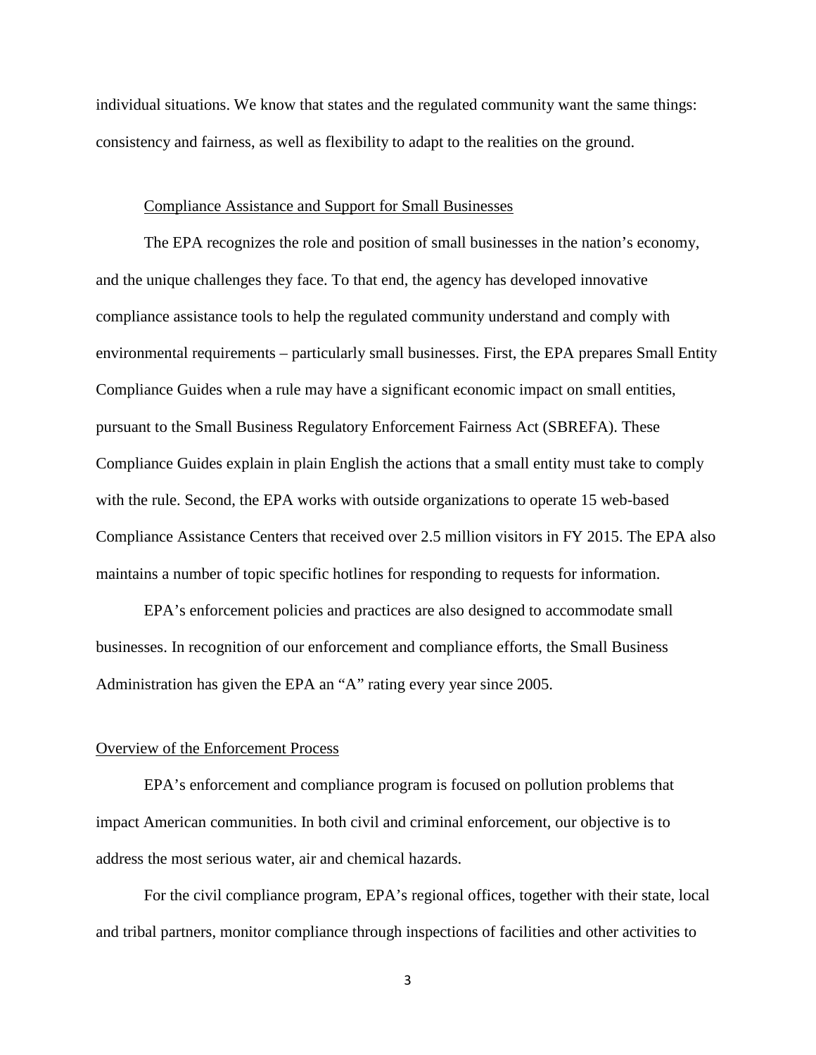individual situations. We know that states and the regulated community want the same things: consistency and fairness, as well as flexibility to adapt to the realities on the ground.

### Compliance Assistance and Support for Small Businesses

The EPA recognizes the role and position of small businesses in the nation's economy, and the unique challenges they face. To that end, the agency has developed innovative compliance assistance tools to help the regulated community understand and comply with environmental requirements – particularly small businesses. First, the EPA prepares Small Entity Compliance Guides when a rule may have a significant economic impact on small entities, pursuant to the Small Business Regulatory Enforcement Fairness Act (SBREFA). These Compliance Guides explain in plain English the actions that a small entity must take to comply with the rule. Second, the EPA works with outside organizations to operate 15 web-based Compliance Assistance Centers that received over 2.5 million visitors in FY 2015. The EPA also maintains a number of topic specific hotlines for responding to requests for information.

EPA's enforcement policies and practices are also designed to accommodate small businesses. In recognition of our enforcement and compliance efforts, the Small Business Administration has given the EPA an "A" rating every year since 2005.

## Overview of the Enforcement Process

EPA's enforcement and compliance program is focused on pollution problems that impact American communities. In both civil and criminal enforcement, our objective is to address the most serious water, air and chemical hazards.

For the civil compliance program, EPA's regional offices, together with their state, local and tribal partners, monitor compliance through inspections of facilities and other activities to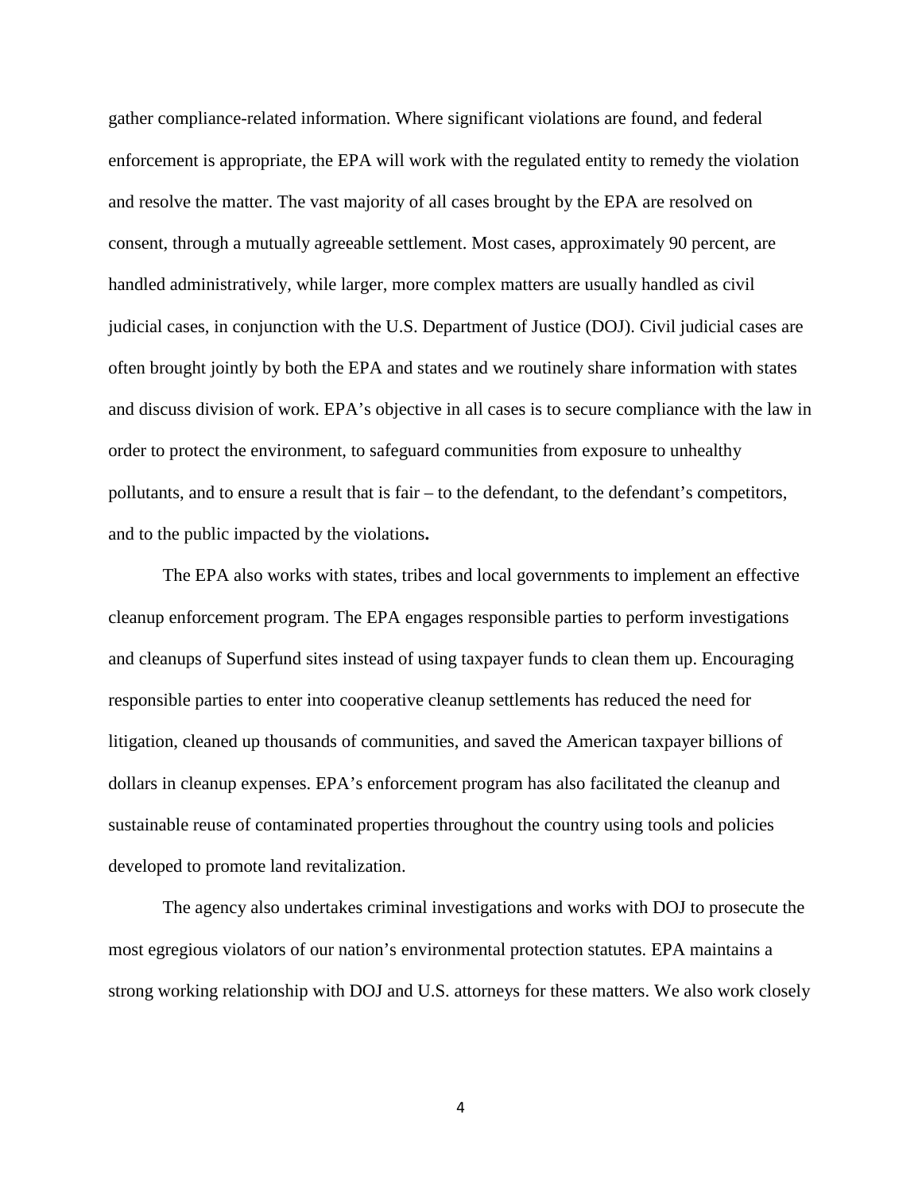gather compliance-related information. Where significant violations are found, and federal enforcement is appropriate, the EPA will work with the regulated entity to remedy the violation and resolve the matter. The vast majority of all cases brought by the EPA are resolved on consent, through a mutually agreeable settlement. Most cases, approximately 90 percent, are handled administratively, while larger, more complex matters are usually handled as civil judicial cases, in conjunction with the U.S. Department of Justice (DOJ). Civil judicial cases are often brought jointly by both the EPA and states and we routinely share information with states and discuss division of work. EPA's objective in all cases is to secure compliance with the law in order to protect the environment, to safeguard communities from exposure to unhealthy pollutants, and to ensure a result that is fair – to the defendant, to the defendant's competitors, and to the public impacted by the violations.

The EPA also works with states, tribes and local governments to implement an effective cleanup enforcement program. The EPA engages responsible parties to perform investigations and cleanups of Superfund sites instead of using taxpayer funds to clean them up. Encouraging responsible parties to enter into cooperative cleanup settlements has reduced the need for litigation, cleaned up thousands of communities, and saved the American taxpayer billions of dollars in cleanup expenses. EPA's enforcement program has also facilitated the cleanup and sustainable reuse of contaminated properties throughout the country using tools and policies developed to promote land revitalization.

The agency also undertakes criminal investigations and works with DOJ to prosecute the most egregious violators of our nation's environmental protection statutes. EPA maintains a strong working relationship with DOJ and U.S. attorneys for these matters. We also work closely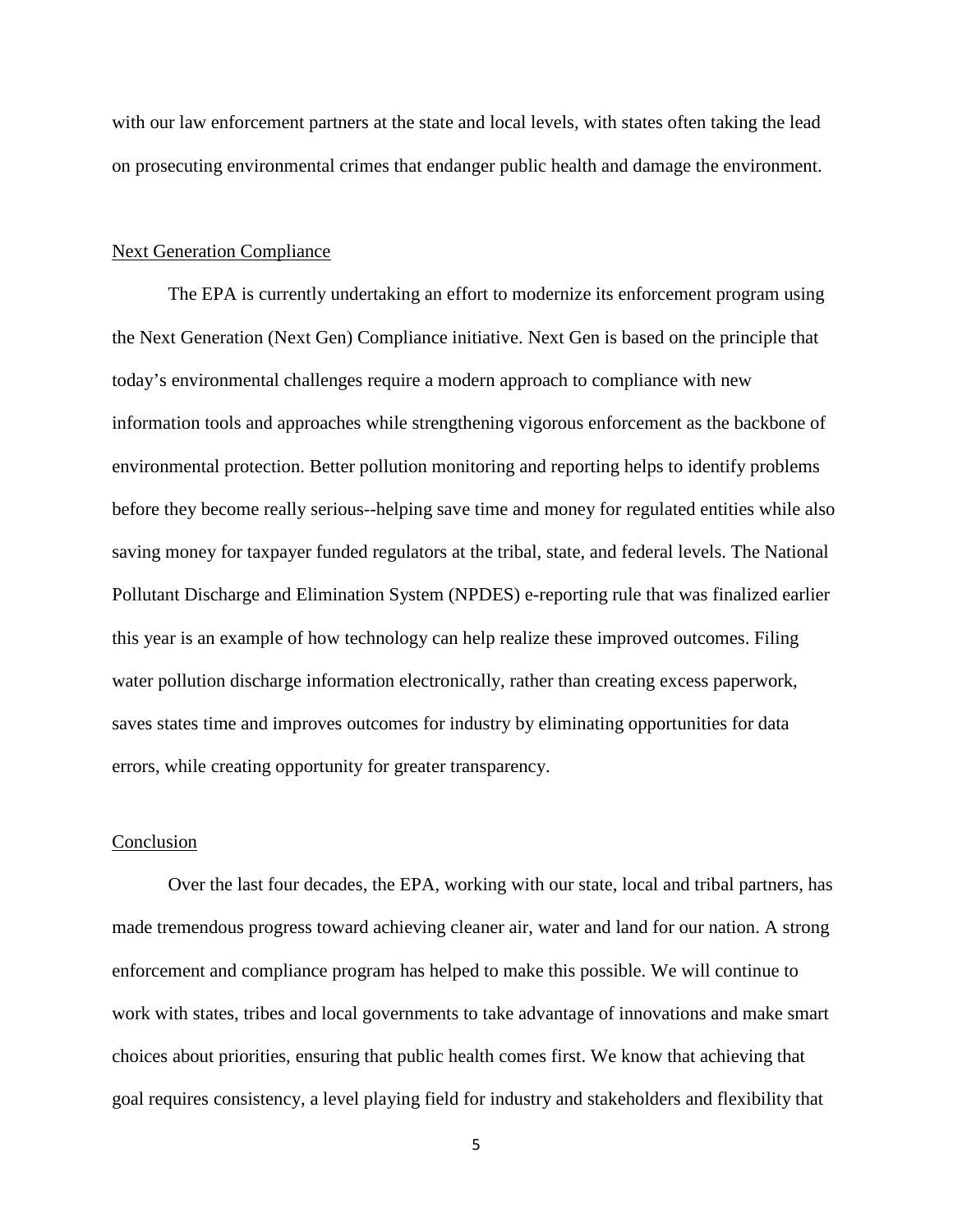with our law enforcement partners at the state and local levels, with states often taking the lead on prosecuting environmental crimes that endanger public health and damage the environment.

<u>Next Generation Compliance</u>

The EPA is currently undertaking an effort to modernize its enforcement program using the Next Generation (Next Gen) Compliance initiative. Next Gen is based on the principle that today's environmental challenges require a modern approach to compliance with new information tools and approaches while strengthening vigorous enforcement as the backbone of environmental protection. Better pollution monitoring and reporting helps to identify problems before they become really serious--helping save time and money for regulated entities while also saving money for taxpayer funded regulators at the tribal, state, and federal levels. The National Pollutant Discharge and Elimination System (NPDES) e-reporting rule that was finalized earlier this year is an example of how technology can help realize these improved outcomes. Filing water pollution discharge information electronically, rather than creating excess paperwork, saves states time and improves outcomes for industry by eliminating opportunities for data errors, while creating opportunity for greater transparency.

<u>Conclusion</u>

Over the last four decades, the EPA, working with our state, local and tribal partners, has made tremendous progress toward achieving cleaner air, water and land for our nation. A strong enforcement and compliance program has helped to make this possible. We will continue to work with states, tribes and local governments to take advantage of innovations and make smart choices about priorities, ensuring that public health comes first. We know that achieving that goal requires consistency, a level playing field for industry and stakeholders and flexibility that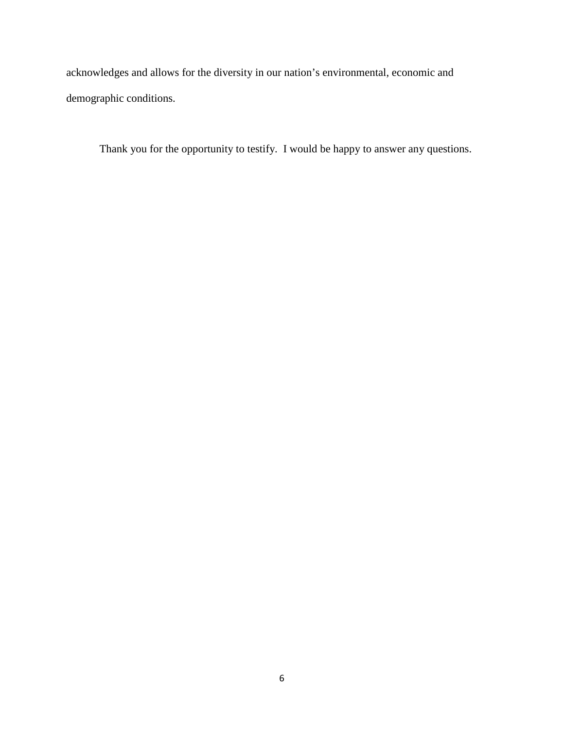acknowledges and allows for the diversity in our nation's environmental, economic and demographic conditions.

Thank you for the opportunity to testify. I would be happy to answer any questions.